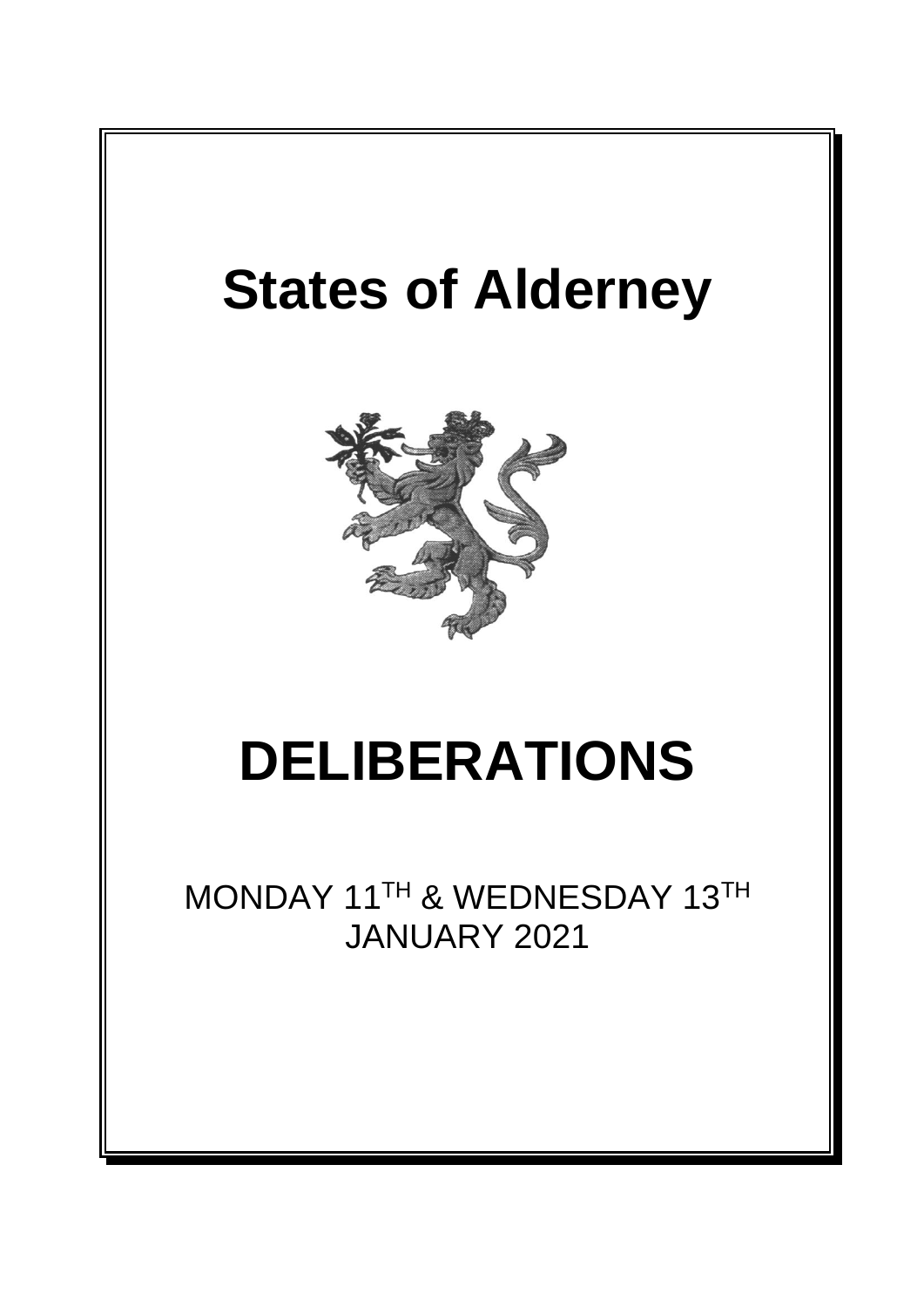# States of Alderney

# DELIBERATIONS

MONDAY 11[TH] & WEDNESDAY 13[TH] JANUARY 2021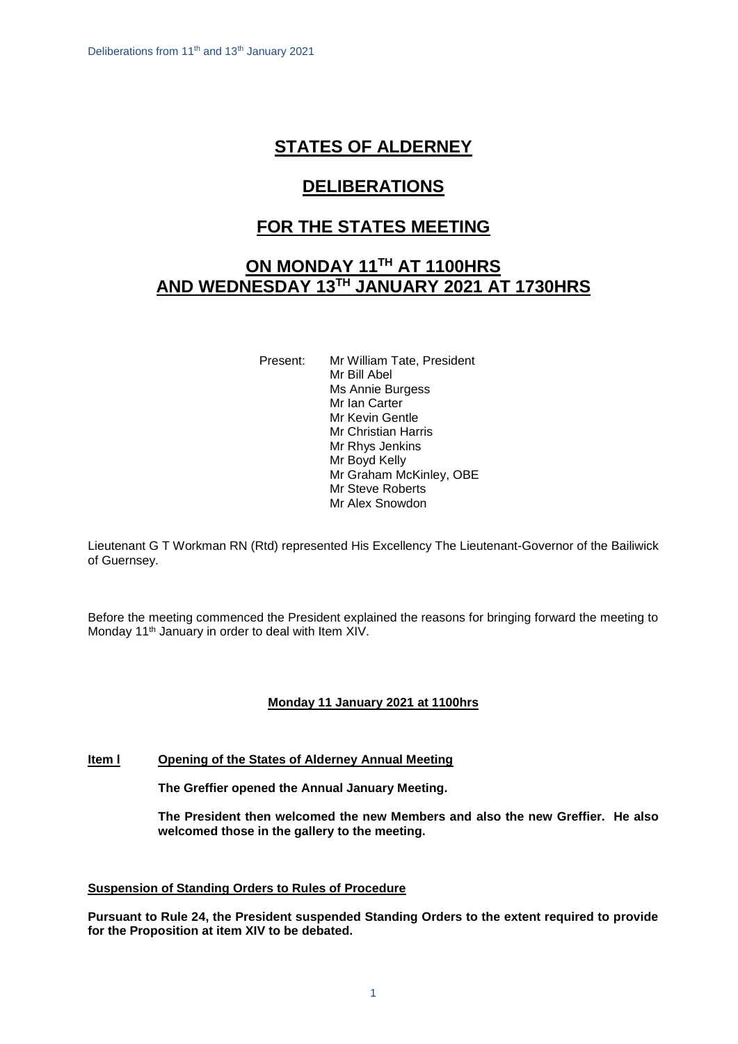# STATES OF ALDERNEY

## DELIBERATIONS

## FOR THE STATES MEETING

## ON MONDAY 11[TH] AT 1100HRS AND WEDNESDAY 13[TH] JANUARY 2021 AT 1730HRS

Present: Mr William Tate, President
Mr Bill Abel
Ms Annie Burgess
Mr Ian Carter
Mr Kevin Gentle
Mr Christian Harris
Mr Rhys Jenkins
Mr Boyd Kelly
Mr Graham McKinley, OBE
Mr Steve Roberts
Mr Alex Snowdon

Lieutenant G T Workman RN (Rtd) represented His Excellency The Lieutenant-Governor of the Bailiwick of Guernsey.

Before the meeting commenced the President explained the reasons for bringing forward the meeting to Monday 11[th] January in order to deal with Item XIV.

**Monday 11 January 2021 at 1100hrs**

**Item l Opening of the States of Alderney Annual Meeting**

**The Greffier opened the Annual January Meeting.**

**The President then welcomed the new Members and also the new Greffier. He also welcomed those in the gallery to the meeting.**

**Suspension of Standing Orders to Rules of Procedure**

**Pursuant to Rule 24, the President suspended Standing Orders to the extent required to provide for the Proposition at item XIV to be debated.**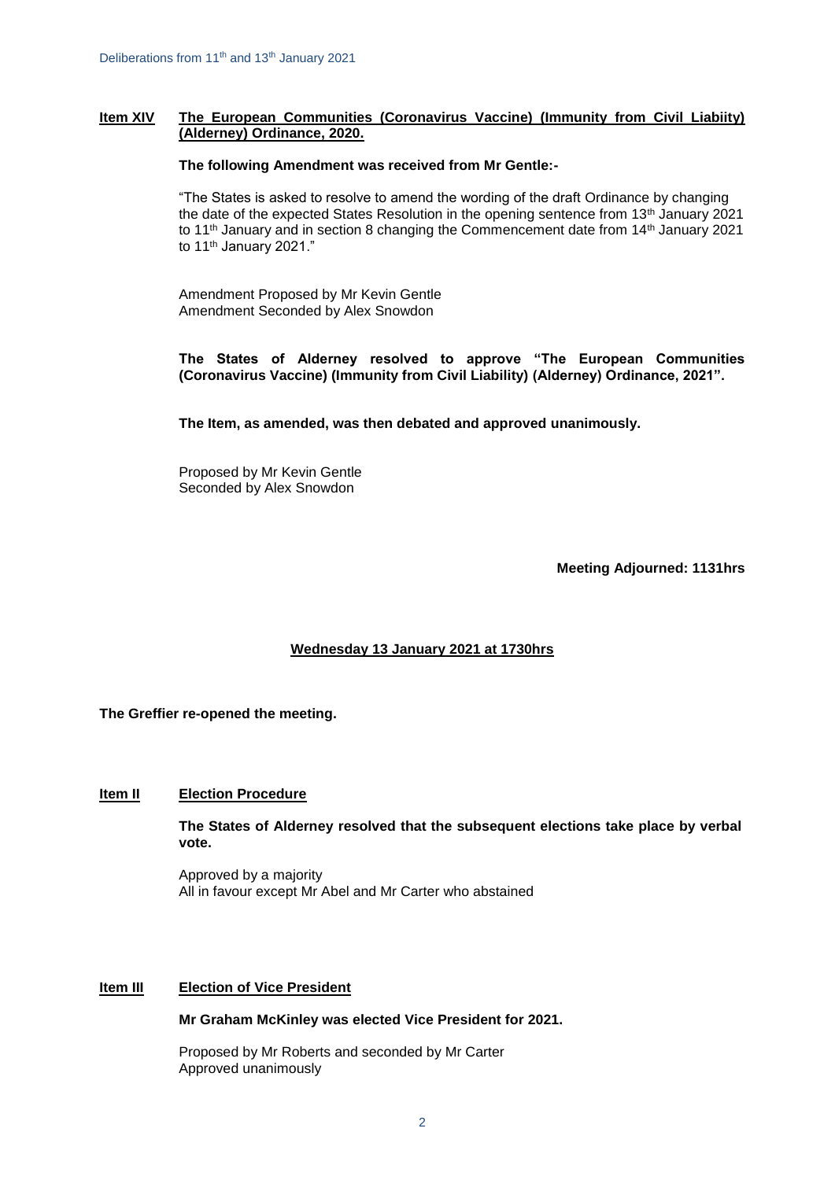**Item XIV** **The European Communities (Coronavirus Vaccine) (Immunity from Civil Liabiity) (Alderney) Ordinance, 2020.**

**The following Amendment was received from Mr Gentle:-**

"The States is asked to resolve to amend the wording of the draft Ordinance by changing the date of the expected States Resolution in the opening sentence from 13th January 2021 to 11th January and in section 8 changing the Commencement date from 14th January 2021 to 11th January 2021."

Amendment Proposed by Mr Kevin Gentle
Amendment Seconded by Alex Snowdon

**The States of Alderney resolved to approve "The European Communities (Coronavirus Vaccine) (Immunity from Civil Liability) (Alderney) Ordinance, 2021".**

**The Item, as amended, was then debated and approved unanimously.**

Proposed by Mr Kevin Gentle
Seconded by Alex Snowdon

**Meeting Adjourned: 1131hrs**

## Wednesday 13 January 2021 at 1730hrs

**The Greffier re-opened the meeting.**

**Item II** **Election Procedure**

**The States of Alderney resolved that the subsequent elections take place by verbal vote.**

Approved by a majority
All in favour except Mr Abel and Mr Carter who abstained

**Item III** **Election of Vice President**

**Mr Graham McKinley was elected Vice President for 2021.**

Proposed by Mr Roberts and seconded by Mr Carter
Approved unanimously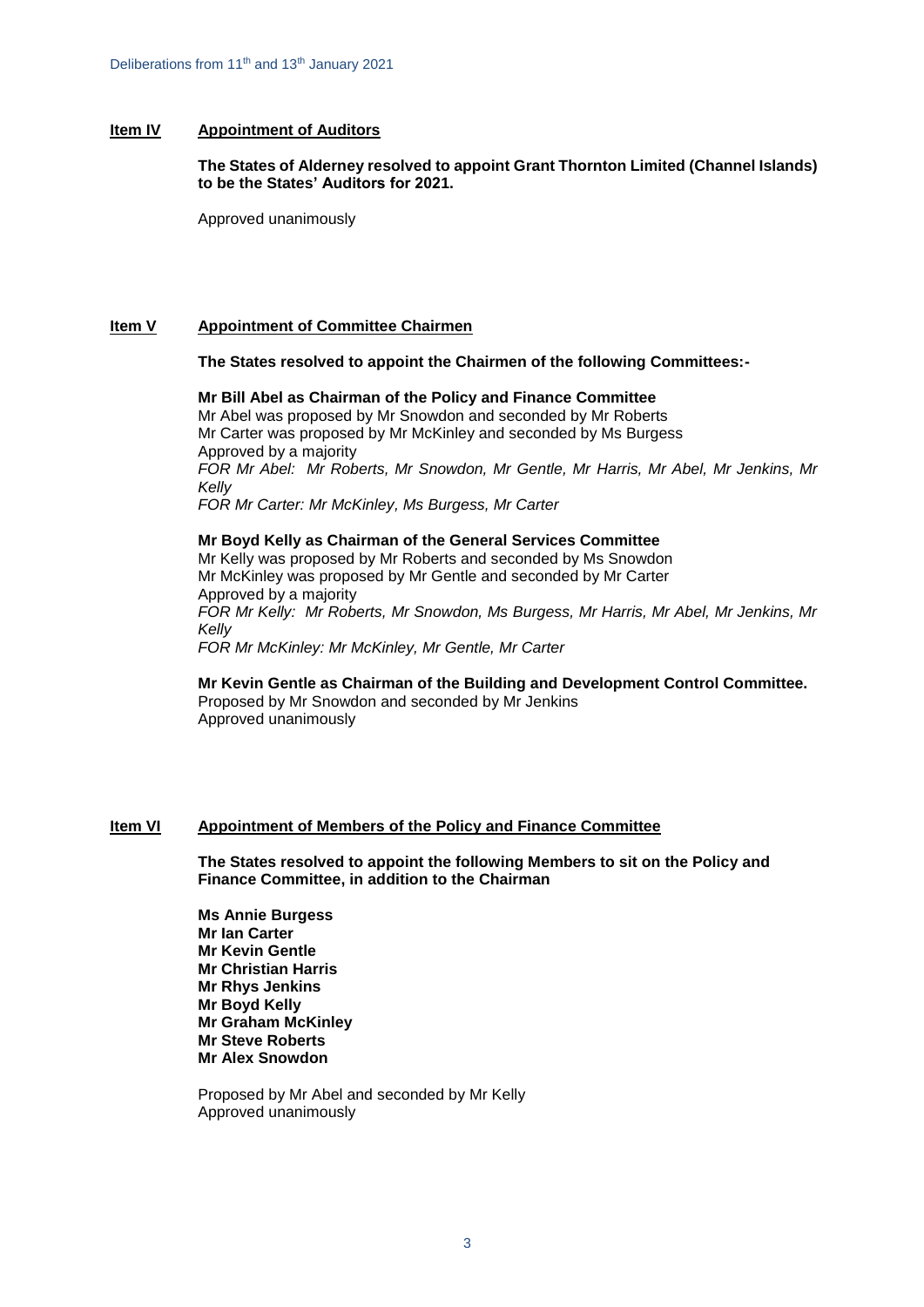**Item IV** **Appointment of Auditors**

**The States of Alderney resolved to appoint Grant Thornton Limited (Channel Islands) to be the States' Auditors for 2021.**

Approved unanimously

**Item V** **Appointment of Committee Chairmen**

**The States resolved to appoint the Chairmen of the following Committees:-**

**Mr Bill Abel as Chairman of the Policy and Finance Committee**
Mr Abel was proposed by Mr Snowdon and seconded by Mr Roberts
Mr Carter was proposed by Mr McKinley and seconded by Ms Burgess
Approved by a majority
*FOR Mr Abel: Mr Roberts, Mr Snowdon, Mr Gentle, Mr Harris, Mr Abel, Mr Jenkins, Mr Kelly*
*FOR Mr Carter: Mr McKinley, Ms Burgess, Mr Carter*

**Mr Boyd Kelly as Chairman of the General Services Committee**
Mr Kelly was proposed by Mr Roberts and seconded by Ms Snowdon
Mr McKinley was proposed by Mr Gentle and seconded by Mr Carter
Approved by a majority
*FOR Mr Kelly: Mr Roberts, Mr Snowdon, Ms Burgess, Mr Harris, Mr Abel, Mr Jenkins, Mr Kelly*
*FOR Mr McKinley: Mr McKinley, Mr Gentle, Mr Carter*

**Mr Kevin Gentle as Chairman of the Building and Development Control Committee.**
Proposed by Mr Snowdon and seconded by Mr Jenkins
Approved unanimously

**Item VI** **Appointment of Members of the Policy and Finance Committee**

**The States resolved to appoint the following Members to sit on the Policy and Finance Committee, in addition to the Chairman**

**Ms Annie Burgess**
**Mr Ian Carter**
**Mr Kevin Gentle**
**Mr Christian Harris**
**Mr Rhys Jenkins**
**Mr Boyd Kelly**
**Mr Graham McKinley**
**Mr Steve Roberts**
**Mr Alex Snowdon**

Proposed by Mr Abel and seconded by Mr Kelly
Approved unanimously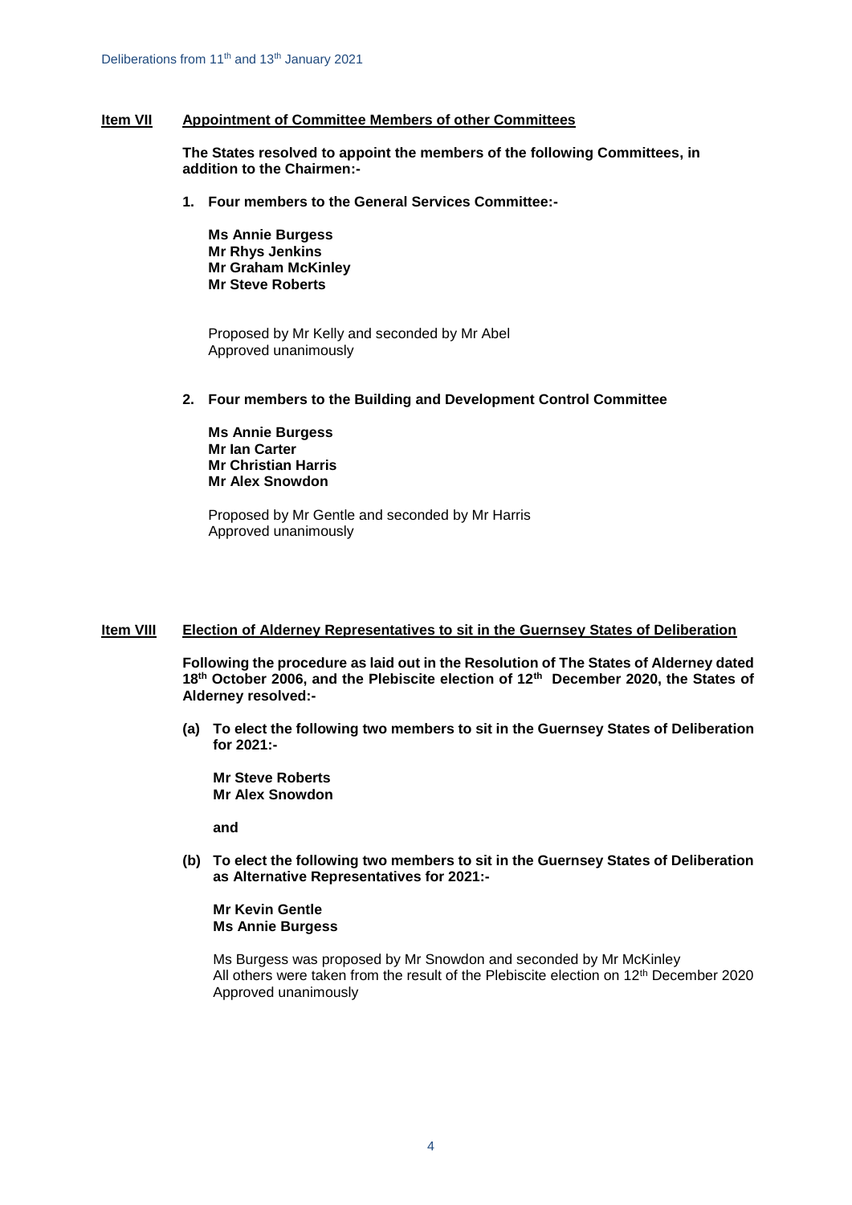**Item VII** **Appointment of Committee Members of other Committees**

**The States resolved to appoint the members of the following Committees, in addition to the Chairmen:-**

1. **Four members to the General Services Committee:-**

   **Ms Annie Burgess**
   **Mr Rhys Jenkins**
   **Mr Graham McKinley**
   **Mr Steve Roberts**

   Proposed by Mr Kelly and seconded by Mr Abel
   Approved unanimously

2. **Four members to the Building and Development Control Committee**

   **Ms Annie Burgess**
   **Mr Ian Carter**
   **Mr Christian Harris**
   **Mr Alex Snowdon**

   Proposed by Mr Gentle and seconded by Mr Harris
   Approved unanimously

**Item VIII** **Election of Alderney Representatives to sit in the Guernsey States of Deliberation**

**Following the procedure as laid out in the Resolution of The States of Alderney dated 18th October 2006, and the Plebiscite election of 12th December 2020, the States of Alderney resolved:-**

**(a) To elect the following two members to sit in the Guernsey States of Deliberation for 2021:-**

**Mr Steve Roberts**
**Mr Alex Snowdon**

**and**

**(b) To elect the following two members to sit in the Guernsey States of Deliberation as Alternative Representatives for 2021:-**

**Mr Kevin Gentle**
**Ms Annie Burgess**

Ms Burgess was proposed by Mr Snowdon and seconded by Mr McKinley
All others were taken from the result of the Plebiscite election on 12th December 2020
Approved unanimously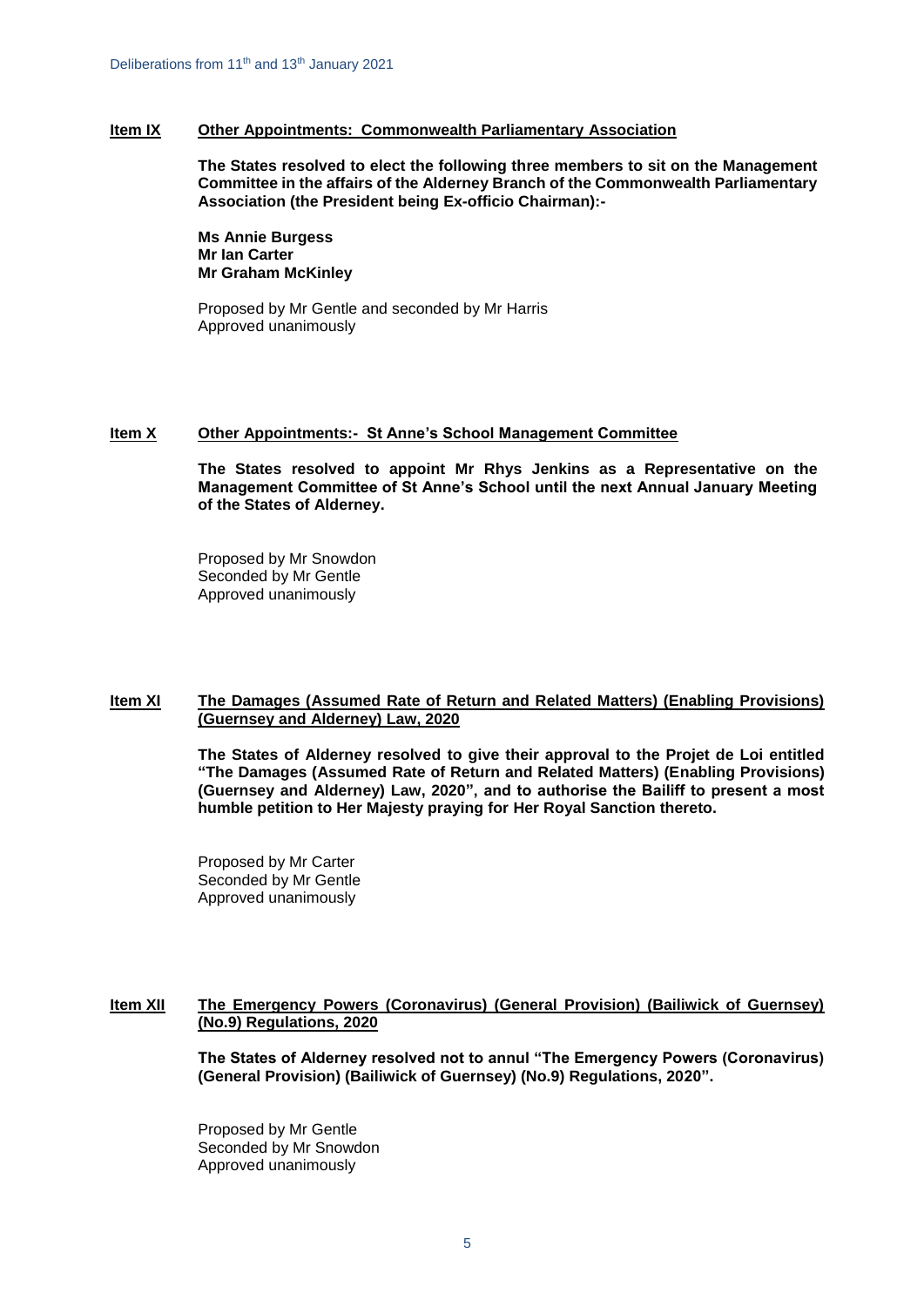## Item IX Other Appointments: Commonwealth Parliamentary Association

**The States resolved to elect the following three members to sit on the Management Committee in the affairs of the Alderney Branch of the Commonwealth Parliamentary Association (the President being Ex-officio Chairman):-**

**Ms Annie Burgess**
**Mr Ian Carter**
**Mr Graham McKinley**

Proposed by Mr Gentle and seconded by Mr Harris
Approved unanimously

## Item X Other Appointments:- St Anne's School Management Committee

**The States resolved to appoint Mr Rhys Jenkins as a Representative on the Management Committee of St Anne's School until the next Annual January Meeting of the States of Alderney.**

Proposed by Mr Snowdon
Seconded by Mr Gentle
Approved unanimously

## Item XI The Damages (Assumed Rate of Return and Related Matters) (Enabling Provisions) (Guernsey and Alderney) Law, 2020

**The States of Alderney resolved to give their approval to the Projet de Loi entitled "The Damages (Assumed Rate of Return and Related Matters) (Enabling Provisions) (Guernsey and Alderney) Law, 2020", and to authorise the Bailiff to present a most humble petition to Her Majesty praying for Her Royal Sanction thereto.**

Proposed by Mr Carter
Seconded by Mr Gentle
Approved unanimously

## Item XII The Emergency Powers (Coronavirus) (General Provision) (Bailiwick of Guernsey) (No.9) Regulations, 2020

**The States of Alderney resolved not to annul "The Emergency Powers (Coronavirus) (General Provision) (Bailiwick of Guernsey) (No.9) Regulations, 2020".**

Proposed by Mr Gentle
Seconded by Mr Snowdon
Approved unanimously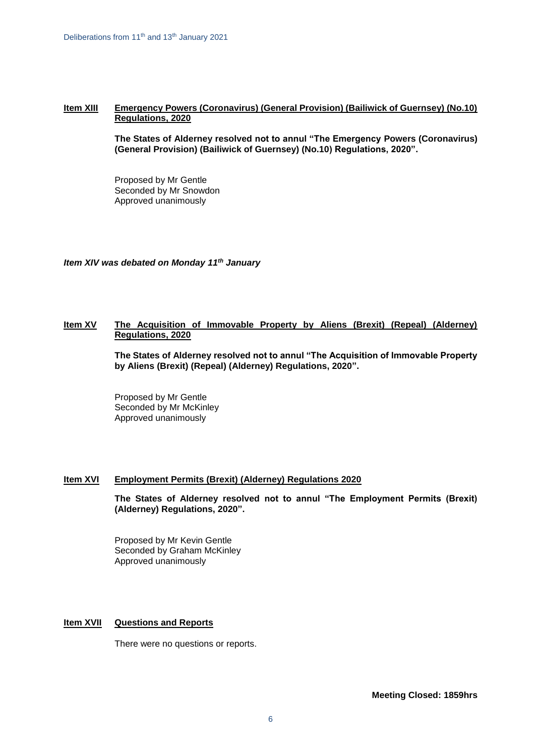**Item XIII** **Emergency Powers (Coronavirus) (General Provision) (Bailiwick of Guernsey) (No.10) Regulations, 2020**

**The States of Alderney resolved not to annul "The Emergency Powers (Coronavirus) (General Provision) (Bailiwick of Guernsey) (No.10) Regulations, 2020".**

Proposed by Mr Gentle
Seconded by Mr Snowdon
Approved unanimously

***Item XIV was debated on Monday 11th January***

**Item XV** **The Acquisition of Immovable Property by Aliens (Brexit) (Repeal) (Alderney) Regulations, 2020**

**The States of Alderney resolved not to annul "The Acquisition of Immovable Property by Aliens (Brexit) (Repeal) (Alderney) Regulations, 2020".**

Proposed by Mr Gentle
Seconded by Mr McKinley
Approved unanimously

**Item XVI** **Employment Permits (Brexit) (Alderney) Regulations 2020**

**The States of Alderney resolved not to annul "The Employment Permits (Brexit) (Alderney) Regulations, 2020".**

Proposed by Mr Kevin Gentle
Seconded by Graham McKinley
Approved unanimously

**Item XVII** **Questions and Reports**

There were no questions or reports.

**Meeting Closed: 1859hrs**